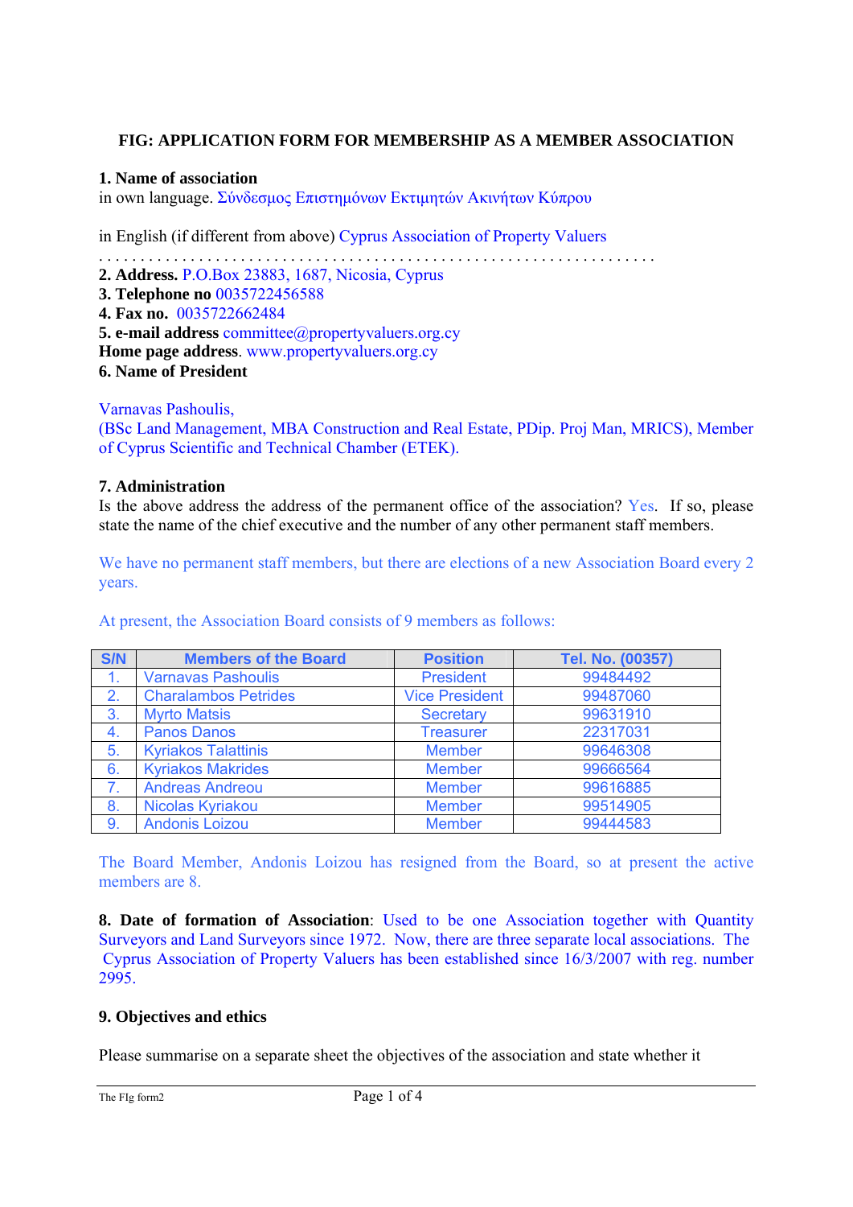# FIG: APPLICATION FORM FOR MEMBERSHIP AS A MEMBER ASSOCIATION

**1. Name of association**

in own language. Σύνδεσμος Επιστημόνων Εκτιμητών Ακινήτων Κύπρου

in English (if different from above) Cyprus Association of Property Valuers

. . . . . . . . . . . . . . . . . . . . . . . . . . . . . . . . . . . . . . . . . . . . . . . . . . . . . . . . . . . . . . . . . . .

**2. Address.** P.O.Box 23883, 1687, Nicosia, Cyprus

**3. Telephone no** 0035722456588

**4. Fax no.** 0035722662484

**5. e-mail address** committee@propertyvaluers.org.cy

**Home page address**. www.propertyvaluers.org.cy

**6. Name of President**

Varnavas Pashoulis,
(BSc Land Management, MBA Construction and Real Estate, PDip. Proj Man, MRICS), Member of Cyprus Scientific and Technical Chamber (ETEK).

**7. Administration**

Is the above address the address of the permanent office of the association? Yes. If so, please state the name of the chief executive and the number of any other permanent staff members.

We have no permanent staff members, but there are elections of a new Association Board every 2 years.

At present, the Association Board consists of 9 members as follows:

| S/N | Members of the Board | Position | Tel. No. (00357) |
|---|---|---|---|
| 1. | Varnavas Pashoulis | President | 99484492 |
| 2. | Charalambos Petrides | Vice President | 99487060 |
| 3. | Myrto Matsis | Secretary | 99631910 |
| 4. | Panos Danos | Treasurer | 22317031 |
| 5. | Kyriakos Talattinis | Member | 99646308 |
| 6. | Kyriakos Makrides | Member | 99666564 |
| 7. | Andreas Andreou | Member | 99616885 |
| 8. | Nicolas Kyriakou | Member | 99514905 |
| 9. | Andonis Loizou | Member | 99444583 |

The Board Member, Andonis Loizou has resigned from the Board, so at present the active members are 8.

**8. Date of formation of Association**: Used to be one Association together with Quantity Surveyors and Land Surveyors since 1972. Now, there are three separate local associations. The Cyprus Association of Property Valuers has been established since 16/3/2007 with reg. number 2995.

**9. Objectives and ethics**

Please summarise on a separate sheet the objectives of the association and state whether it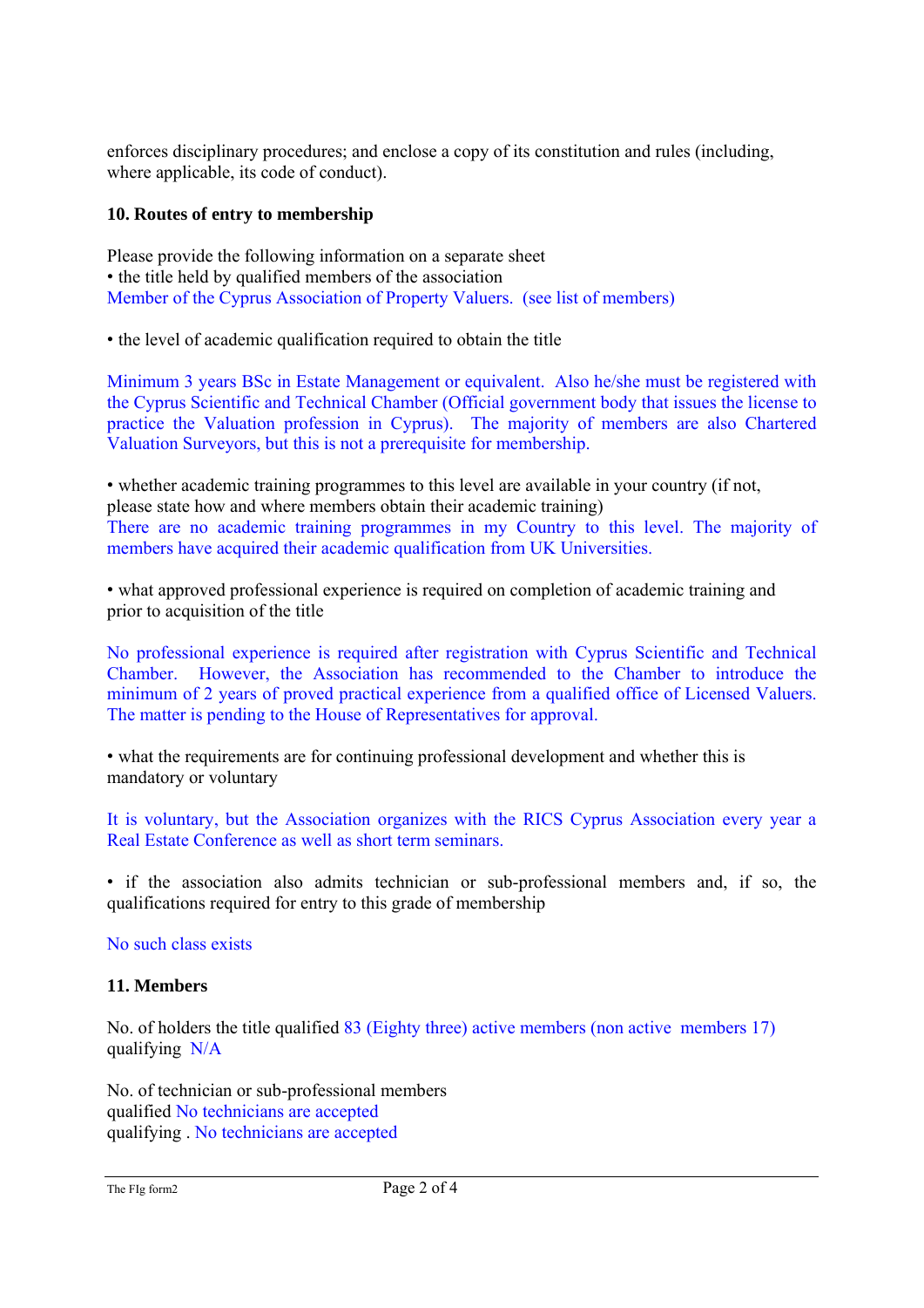enforces disciplinary procedures; and enclose a copy of its constitution and rules (including, where applicable, its code of conduct).

**10. Routes of entry to membership**

Please provide the following information on a separate sheet

• the title held by qualified members of the association

Member of the Cyprus Association of Property Valuers. (see list of members)

• the level of academic qualification required to obtain the title

Minimum 3 years BSc in Estate Management or equivalent. Also he/she must be registered with the Cyprus Scientific and Technical Chamber (Official government body that issues the license to practice the Valuation profession in Cyprus). The majority of members are also Chartered Valuation Surveyors, but this is not a prerequisite for membership.

• whether academic training programmes to this level are available in your country (if not, please state how and where members obtain their academic training)

There are no academic training programmes in my Country to this level. The majority of members have acquired their academic qualification from UK Universities.

• what approved professional experience is required on completion of academic training and prior to acquisition of the title

No professional experience is required after registration with Cyprus Scientific and Technical Chamber. However, the Association has recommended to the Chamber to introduce the minimum of 2 years of proved practical experience from a qualified office of Licensed Valuers. The matter is pending to the House of Representatives for approval.

• what the requirements are for continuing professional development and whether this is mandatory or voluntary

It is voluntary, but the Association organizes with the RICS Cyprus Association every year a Real Estate Conference as well as short term seminars.

• if the association also admits technician or sub-professional members and, if so, the qualifications required for entry to this grade of membership

No such class exists

**11. Members**

No. of holders the title qualified 83 (Eighty three) active members (non active members 17)
qualifying N/A

No. of technician or sub-professional members
qualified No technicians are accepted
qualifying . No technicians are accepted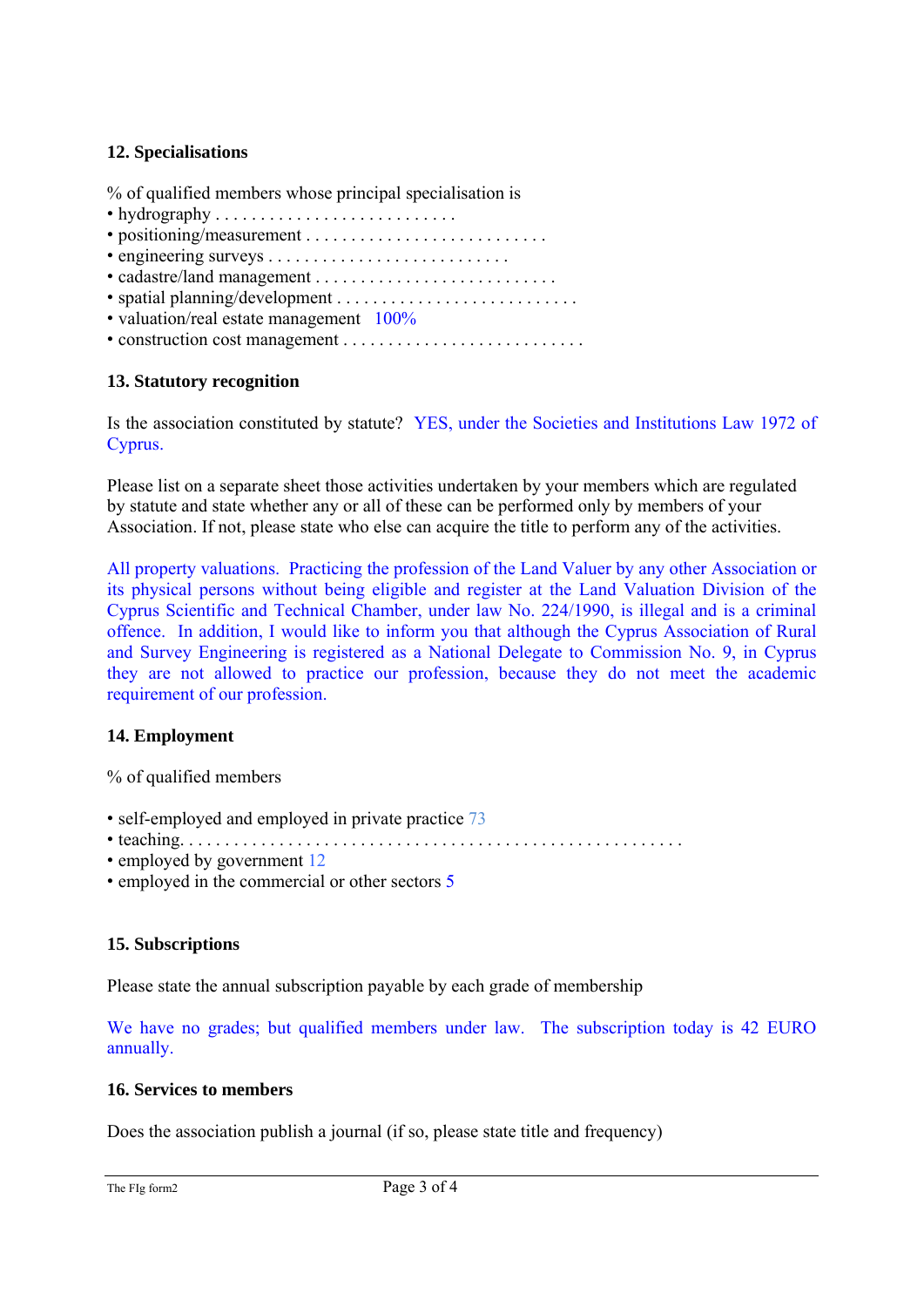## 12. Specialisations

% of qualified members whose principal specialisation is

- hydrography . . . . . . . . . . . . . . . . . . . . . . . . . . .
- positioning/measurement . . . . . . . . . . . . . . . . . . . . . . . . . . .
- engineering surveys . . . . . . . . . . . . . . . . . . . . . . . . . . .
- cadastre/land management . . . . . . . . . . . . . . . . . . . . . . . . . . .
- spatial planning/development . . . . . . . . . . . . . . . . . . . . . . . . . . .
- valuation/real estate management 100%
- construction cost management . . . . . . . . . . . . . . . . . . . . . . . . . . .

## 13. Statutory recognition

Is the association constituted by statute? YES, under the Societies and Institutions Law 1972 of Cyprus.

Please list on a separate sheet those activities undertaken by your members which are regulated by statute and state whether any or all of these can be performed only by members of your Association. If not, please state who else can acquire the title to perform any of the activities.

All property valuations. Practicing the profession of the Land Valuer by any other Association or its physical persons without being eligible and register at the Land Valuation Division of the Cyprus Scientific and Technical Chamber, under law No. 224/1990, is illegal and is a criminal offence. In addition, I would like to inform you that although the Cyprus Association of Rural and Survey Engineering is registered as a National Delegate to Commission No. 9, in Cyprus they are not allowed to practice our profession, because they do not meet the academic requirement of our profession.

## 14. Employment

% of qualified members

- self-employed and employed in private practice 73
- teaching. . . . . . . . . . . . . . . . . . . . . . . . . . . . . . . . . . . . . . . . . . . . . . . . . . . . . .
- employed by government 12
- employed in the commercial or other sectors 5

## 15. Subscriptions

Please state the annual subscription payable by each grade of membership

We have no grades; but qualified members under law. The subscription today is 42 EURO annually.

## 16. Services to members

Does the association publish a journal (if so, please state title and frequency)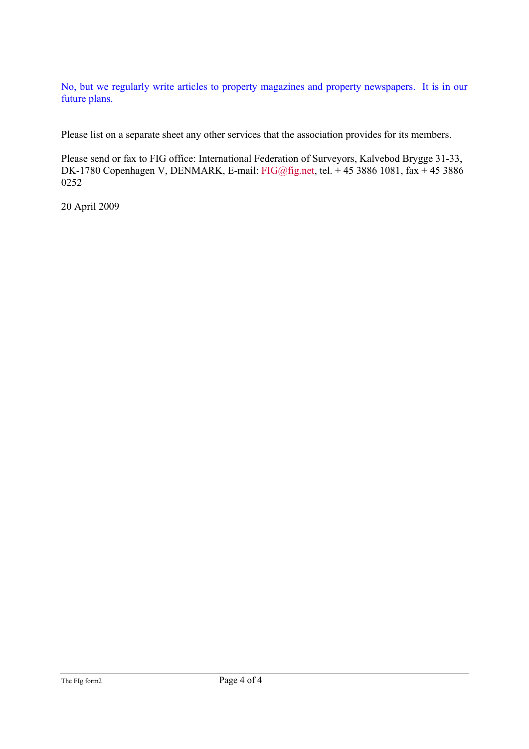No, but we regularly write articles to property magazines and property newspapers. It is in our future plans.

Please list on a separate sheet any other services that the association provides for its members.

Please send or fax to FIG office: International Federation of Surveyors, Kalvebod Brygge 31-33, DK-1780 Copenhagen V, DENMARK, E-mail: FIG@fig.net, tel. + 45 3886 1081, fax + 45 3886 0252

20 April 2009